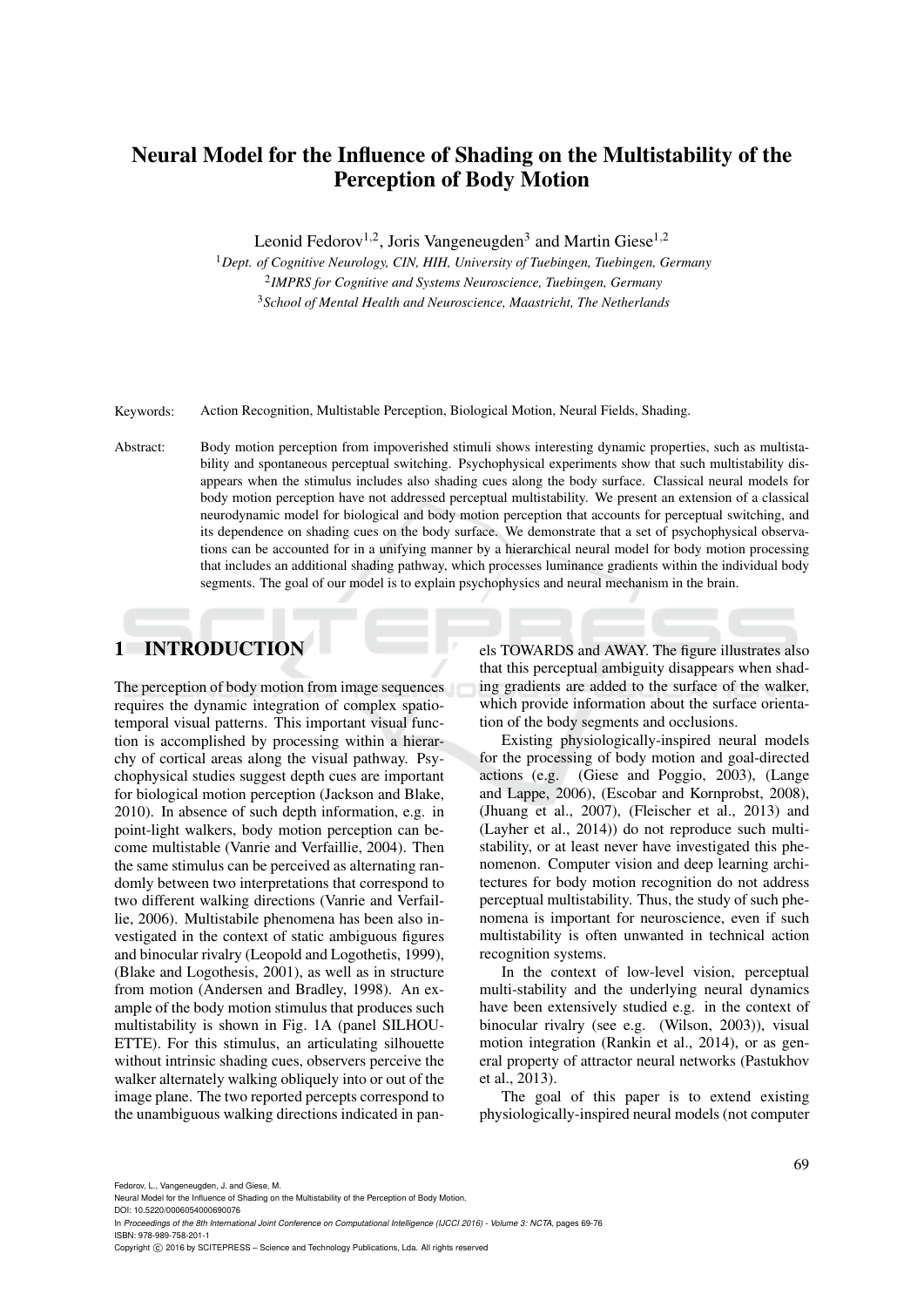# Neural Model for the Influence of Shading on the Multistability of the Perception of Body Motion

Leonid Fedorov[1,2], Joris Vangeneugden[3] and Martin Giese[1,2]

[1] *Dept. of Cognitive Neurology, CIN, HIH, University of Tuebingen, Tuebingen, Germany*
[2] *IMPRS for Cognitive and Systems Neuroscience, Tuebingen, Germany*
[3] *School of Mental Health and Neuroscience, Maastricht, The Netherlands*

Keywords: Action Recognition, Multistable Perception, Biological Motion, Neural Fields, Shading.

Abstract: Body motion perception from impoverished stimuli shows interesting dynamic properties, such as multistability and spontaneous perceptual switching. Psychophysical experiments show that such multistability disappears when the stimulus includes also shading cues along the body surface. Classical neural models for body motion perception have not addressed perceptual multistability. We present an extension of a classical neurodynamic model for biological and body motion perception that accounts for perceptual switching, and its dependence on shading cues on the body surface. We demonstrate that a set of psychophysical observations can be accounted for in a unifying manner by a hierarchical neural model for body motion processing that includes an additional shading pathway, which processes luminance gradients within the individual body segments. The goal of our model is to explain psychophysics and neural mechanism in the brain.

## 1 INTRODUCTION

The perception of body motion from image sequences requires the dynamic integration of complex spatio-temporal visual patterns. This important visual function is accomplished by processing within a hierarchy of cortical areas along the visual pathway. Psychophysical studies suggest depth cues are important for biological motion perception (Jackson and Blake, 2010). In absence of such depth information, e.g. in point-light walkers, body motion perception can become multistable (Vanrie and Verfaillie, 2004). Then the same stimulus can be perceived as alternating randomly between two interpretations that correspond to two different walking directions (Vanrie and Verfaillie, 2006). Multistabile phenomena has been also investigated in the context of static ambiguous figures and binocular rivalry (Leopold and Logothetis, 1999), (Blake and Logothesis, 2001), as well as in structure from motion (Andersen and Bradley, 1998). An example of the body motion stimulus that produces such multistability is shown in Fig. 1A (panel SILHOUETTE). For this stimulus, an articulating silhouette without intrinsic shading cues, observers perceive the walker alternately walking obliquely into or out of the image plane. The two reported percepts correspond to the unambiguous walking directions indicated in panels TOWARDS and AWAY. The figure illustrates also that this perceptual ambiguity disappears when shading gradients are added to the surface of the walker, which provide information about the surface orientation of the body segments and occlusions.

Existing physiologically-inspired neural models for the processing of body motion and goal-directed actions (e.g. (Giese and Poggio, 2003), (Lange and Lappe, 2006), (Escobar and Kornprobst, 2008), (Jhuang et al., 2007), (Fleischer et al., 2013) and (Layher et al., 2014)) do not reproduce such multistability, or at least never have investigated this phenomenon. Computer vision and deep learning architectures for body motion recognition do not address perceptual multistability. Thus, the study of such phenomena is important for neuroscience, even if such multistability is often unwanted in technical action recognition systems.

In the context of low-level vision, perceptual multi-stability and the underlying neural dynamics have been extensively studied e.g. in the context of binocular rivalry (see e.g. (Wilson, 2003)), visual motion integration (Rankin et al., 2014), or as general property of attractor neural networks (Pastukhov et al., 2013).

The goal of this paper is to extend existing physiologically-inspired neural models (not computer

Fedorov, L., Vangeneugden, J. and Giese, M.
Neural Model for the Influence of Shading on the Multistability of the Perception of Body Motion.
DOI: 10.5220/0006054000690076
In *Proceedings of the 8th International Joint Conference on Computational Intelligence (IJCCI 2016) - Volume 3: NCTA*, pages 69-76
ISBN: 978-989-758-201-1
Copyright © 2016 by SCITEPRESS – Science and Technology Publications, Lda. All rights reserved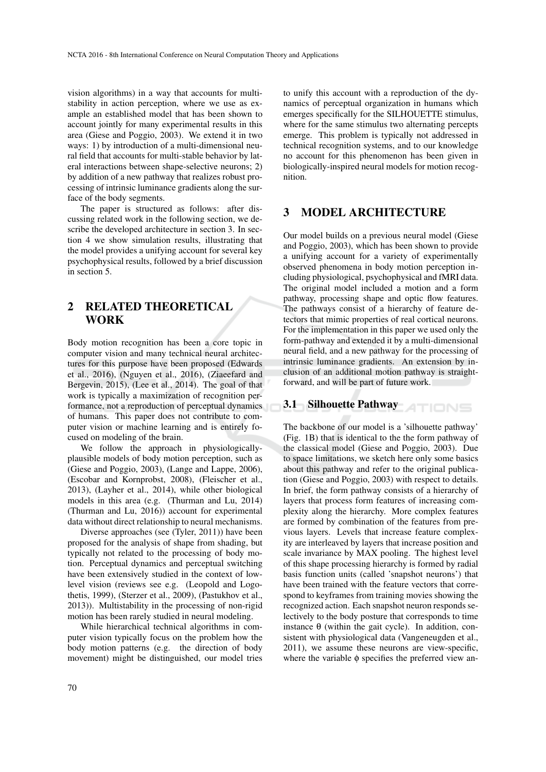vision algorithms) in a way that accounts for multi-stability in action perception, where we use as example an established model that has been shown to account jointly for many experimental results in this area (Giese and Poggio, 2003). We extend it in two ways: 1) by introduction of a multi-dimensional neural field that accounts for multi-stable behavior by lateral interactions between shape-selective neurons; 2) by addition of a new pathway that realizes robust processing of intrinsic luminance gradients along the surface of the body segments.

The paper is structured as follows: after discussing related work in the following section, we describe the developed architecture in section 3. In section 4 we show simulation results, illustrating that the model provides a unifying account for several key psychophysical results, followed by a brief discussion in section 5.

## 2 RELATED THEORETICAL WORK

Body motion recognition has been a core topic in computer vision and many technical neural architectures for this purpose have been proposed (Edwards et al., 2016), (Nguyen et al., 2016), (Ziaeefard and Bergevin, 2015), (Lee et al., 2014). The goal of that work is typically a maximization of recognition performance, not a reproduction of perceptual dynamics of humans. This paper does not contribute to computer vision or machine learning and is entirely focused on modeling of the brain.

We follow the approach in physiologically-plausible models of body motion perception, such as (Giese and Poggio, 2003), (Lange and Lappe, 2006), (Escobar and Kornprobst, 2008), (Fleischer et al., 2013), (Layher et al., 2014), while other biological models in this area (e.g. (Thurman and Lu, 2014) (Thurman and Lu, 2016)) account for experimental data without direct relationship to neural mechanisms.

Diverse approaches (see (Tyler, 2011)) have been proposed for the analysis of shape from shading, but typically not related to the processing of body motion. Perceptual dynamics and perceptual switching have been extensively studied in the context of low-level vision (reviews see e.g. (Leopold and Logothetis, 1999), (Sterzer et al., 2009), (Pastukhov et al., 2013)). Multistability in the processing of non-rigid motion has been rarely studied in neural modeling.

While hierarchical technical algorithms in computer vision typically focus on the problem how the body motion patterns (e.g. the direction of body movement) might be distinguished, our model tries to unify this account with a reproduction of the dynamics of perceptual organization in humans which emerges specifically for the SILHOUETTE stimulus, where for the same stimulus two alternating percepts emerge. This problem is typically not addressed in technical recognition systems, and to our knowledge no account for this phenomenon has been given in biologically-inspired neural models for motion recognition.

## 3 MODEL ARCHITECTURE

Our model builds on a previous neural model (Giese and Poggio, 2003), which has been shown to provide a unifying account for a variety of experimentally observed phenomena in body motion perception including physiological, psychophysical and fMRI data. The original model included a motion and a form pathway, processing shape and optic flow features. The pathways consist of a hierarchy of feature detectors that mimic properties of real cortical neurons. For the implementation in this paper we used only the form-pathway and extended it by a multi-dimensional neural field, and a new pathway for the processing of intrinsic luminance gradients. An extension by inclusion of an additional motion pathway is straightforward, and will be part of future work.

### 3.1 Silhouette Pathway

The backbone of our model is a 'silhouette pathway' (Fig. 1B) that is identical to the the form pathway of the classical model (Giese and Poggio, 2003). Due to space limitations, we sketch here only some basics about this pathway and refer to the original publication (Giese and Poggio, 2003) with respect to details. In brief, the form pathway consists of a hierarchy of layers that process form features of increasing complexity along the hierarchy. More complex features are formed by combination of the features from previous layers. Levels that increase feature complexity are interleaved by layers that increase position and scale invariance by MAX pooling. The highest level of this shape processing hierarchy is formed by radial basis function units (called 'snapshot neurons') that have been trained with the feature vectors that correspond to keyframes from training movies showing the recognized action. Each snapshot neuron responds selectively to the body posture that corresponds to time instance $\theta$ (within the gait cycle). In addition, consistent with physiological data (Vangeneugden et al., 2011), we assume these neurons are view-specific, where the variable $\phi$ specifies the preferred view an-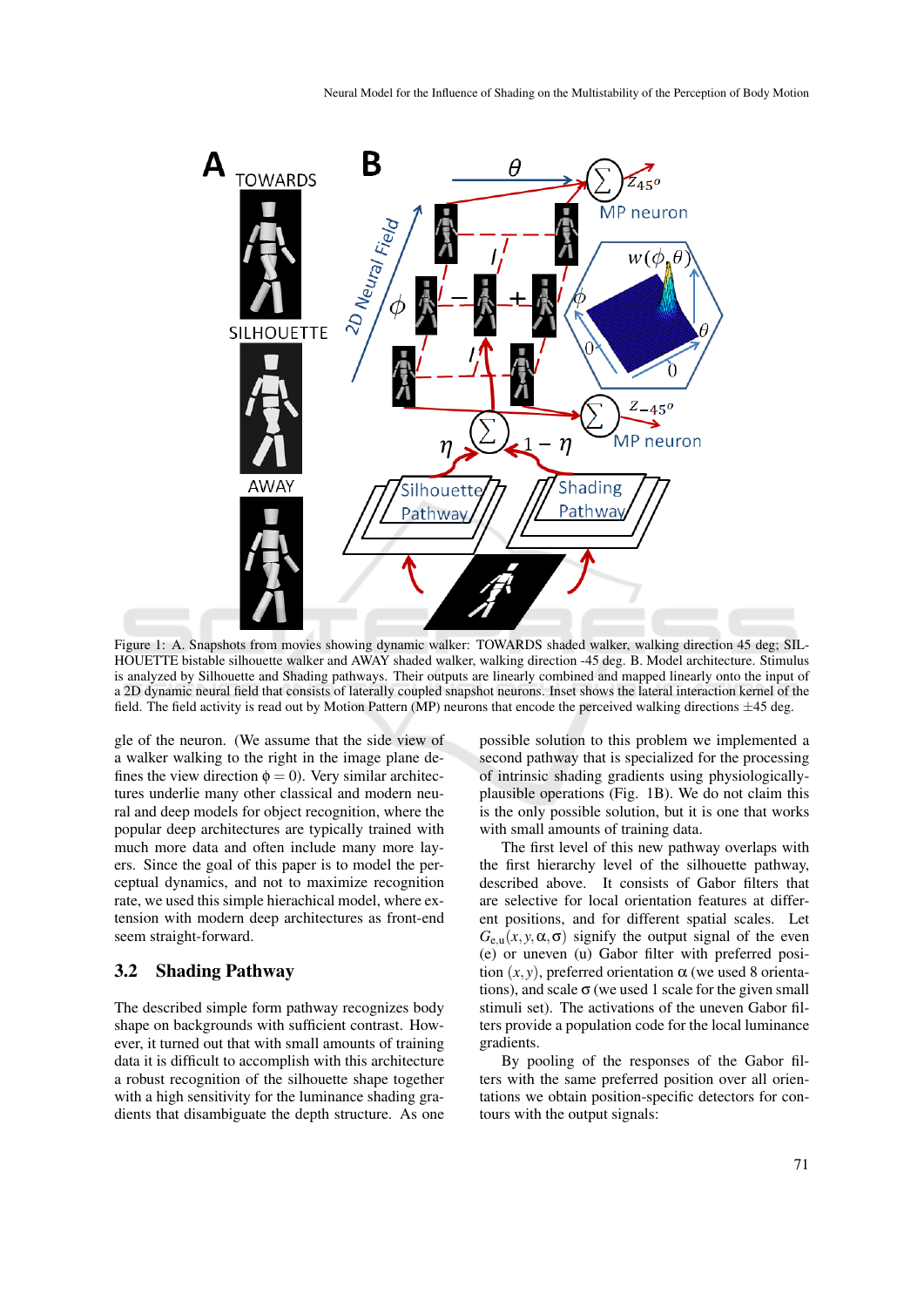Figure 1: A. Snapshots from movies showing dynamic walker: TOWARDS shaded walker, walking direction 45 deg; SILHOUETTE bistable silhouette walker and AWAY shaded walker, walking direction -45 deg. B. Model architecture. Stimulus is analyzed by Silhouette and Shading pathways. Their outputs are linearly combined and mapped linearly onto the input of a 2D dynamic neural field that consists of laterally coupled snapshot neurons. Inset shows the lateral interaction kernel of the field. The field activity is read out by Motion Pattern (MP) neurons that encode the perceived walking directions ±45 deg.

gle of the neuron. (We assume that the side view of a walker walking to the right in the image plane defines the view direction $\phi = 0$). Very similar architectures underlie many other classical and modern neural and deep models for object recognition, where the popular deep architectures are typically trained with much more data and often include many more layers. Since the goal of this paper is to model the perceptual dynamics, and not to maximize recognition rate, we used this simple hierachical model, where extension with modern deep architectures as front-end seem straight-forward.

### 3.2 Shading Pathway

The described simple form pathway recognizes body shape on backgrounds with sufficient contrast. However, it turned out that with small amounts of training data it is difficult to accomplish with this architecture a robust recognition of the silhouette shape together with a high sensitivity for the luminance shading gradients that disambiguate the depth structure. As one possible solution to this problem we implemented a second pathway that is specialized for the processing of intrinsic shading gradients using physiologically-plausible operations (Fig. 1B). We do not claim this is the only possible solution, but it is one that works with small amounts of training data.

The first level of this new pathway overlaps with the first hierarchy level of the silhouette pathway, described above. It consists of Gabor filters that are selective for local orientation features at different positions, and for different spatial scales. Let $G_{e,u}(x, y, \alpha, \sigma)$ signify the output signal of the even (e) or uneven (u) Gabor filter with preferred position $(x, y)$, preferred orientation $\alpha$ (we used 8 orientations), and scale $\sigma$ (we used 1 scale for the given small stimuli set). The activations of the uneven Gabor filters provide a population code for the local luminance gradients.

By pooling of the responses of the Gabor filters with the same preferred position over all orientations we obtain position-specific detectors for contours with the output signals: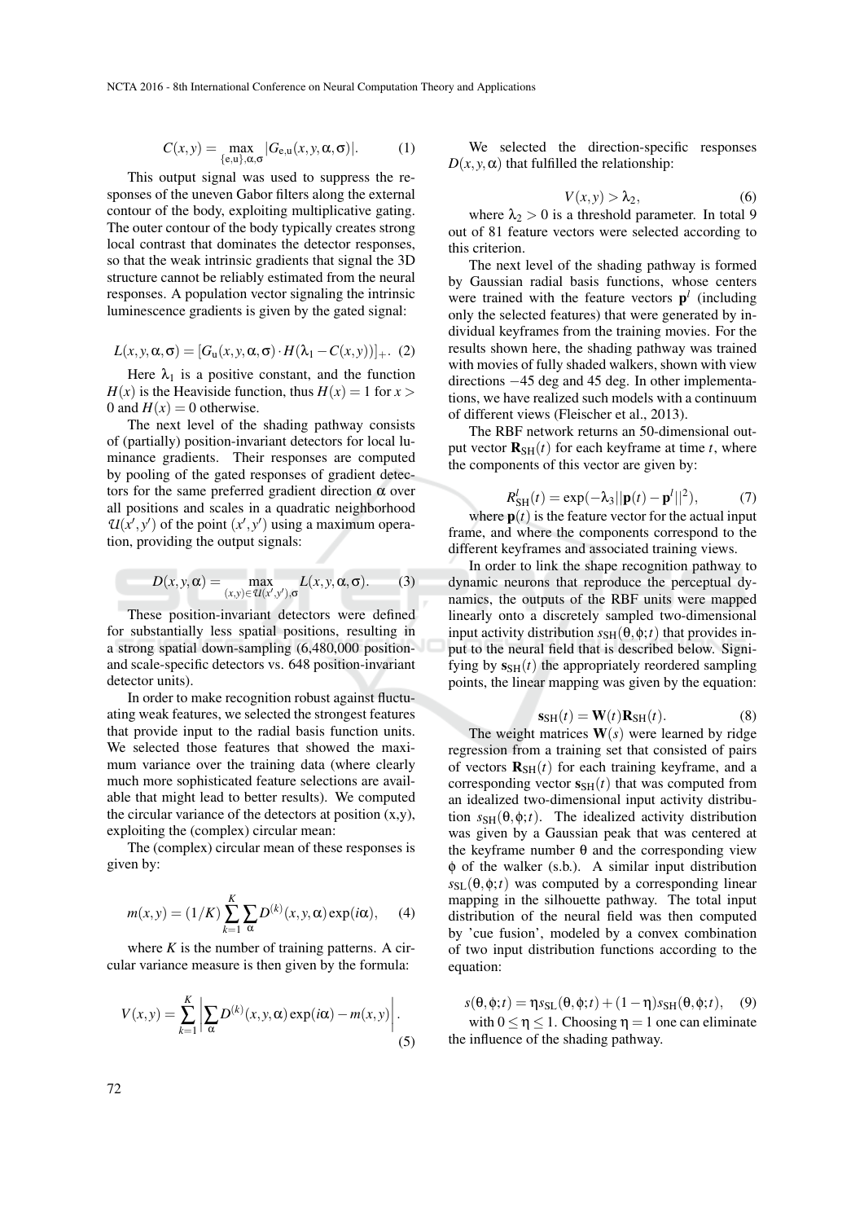$$C(x,y) = \max_{\{e,u\},\alpha,\sigma} |G_{e,u}(x,y,\alpha,\sigma)|. \quad (1)$$

This output signal was used to suppress the responses of the uneven Gabor filters along the external contour of the body, exploiting multiplicative gating. The outer contour of the body typically creates strong local contrast that dominates the detector responses, so that the weak intrinsic gradients that signal the 3D structure cannot be reliably estimated from the neural responses. A population vector signaling the intrinsic luminescence gradients is given by the gated signal:

$$L(x,y,\alpha,\sigma) = [G_u(x,y,\alpha,\sigma) \cdot H(\lambda_1 - C(x,y))]_+. \quad (2)$$

Here $\lambda_1$ is a positive constant, and the function $H(x)$ is the Heaviside function, thus $H(x) = 1$ for $x > 0$ and $H(x) = 0$ otherwise.

The next level of the shading pathway consists of (partially) position-invariant detectors for local luminance gradients. Their responses are computed by pooling of the gated responses of gradient detectors for the same preferred gradient direction $\alpha$ over all positions and scales in a quadratic neighborhood $\mathcal{U}(x',y')$ of the point $(x',y')$ using a maximum operation, providing the output signals:

$$D(x,y,\alpha) = \max_{(x,y)\in\mathcal{U}(x',y'),\sigma} L(x,y,\alpha,\sigma). \quad (3)$$

These position-invariant detectors were defined for substantially less spatial positions, resulting in a strong spatial down-sampling (6,480,000 position- and scale-specific detectors vs. 648 position-invariant detector units).

In order to make recognition robust against fluctuating weak features, we selected the strongest features that provide input to the radial basis function units. We selected those features that showed the maximum variance over the training data (where clearly much more sophisticated feature selections are available that might lead to better results). We computed the circular variance of the detectors at position (x,y), exploiting the (complex) circular mean:

The (complex) circular mean of these responses is given by:

$$m(x,y) = (1/K)\sum_{k=1}^{K}\sum_{\alpha} D^{(k)}(x,y,\alpha)\exp(i\alpha), \quad (4)$$

where $K$ is the number of training patterns. A circular variance measure is then given by the formula:

$$V(x,y) = \sum_{k=1}^{K}\left|\sum_{\alpha} D^{(k)}(x,y,\alpha)\exp(i\alpha) - m(x,y)\right|. \quad (5)$$

We selected the direction-specific responses $D(x,y,\alpha)$ that fulfilled the relationship:

$$V(x,y) > \lambda_2, \quad (6)$$

where $\lambda_2 > 0$ is a threshold parameter. In total 9 out of 81 feature vectors were selected according to this criterion.

The next level of the shading pathway is formed by Gaussian radial basis functions, whose centers were trained with the feature vectors $\mathbf{p}^l$ (including only the selected features) that were generated by individual keyframes from the training movies. For the results shown here, the shading pathway was trained with movies of fully shaded walkers, shown with view directions −45 deg and 45 deg. In other implementations, we have realized such models with a continuum of different views (Fleischer et al., 2013).

The RBF network returns an 50-dimensional output vector $\mathbf{R}_{\mathrm{SH}}(t)$ for each keyframe at time $t$, where the components of this vector are given by:

$$R^l_{\mathrm{SH}}(t) = \exp(-\lambda_3||\mathbf{p}(t) - \mathbf{p}^l||^2), \quad (7)$$

where $\mathbf{p}(t)$ is the feature vector for the actual input frame, and where the components correspond to the different keyframes and associated training views.

In order to link the shape recognition pathway to dynamic neurons that reproduce the perceptual dynamics, the outputs of the RBF units were mapped linearly onto a discretely sampled two-dimensional input activity distribution $s_{\mathrm{SH}}(\theta,\phi;t)$ that provides input to the neural field that is described below. Signifying by $\mathbf{s}_{\mathrm{SH}}(t)$ the appropriately reordered sampling points, the linear mapping was given by the equation:

$$\mathbf{s}_{\mathrm{SH}}(t) = \mathbf{W}(t)\mathbf{R}_{\mathrm{SH}}(t). \quad (8)$$

The weight matrices $\mathbf{W}(s)$ were learned by ridge regression from a training set that consisted of pairs of vectors $\mathbf{R}_{\mathrm{SH}}(t)$ for each training keyframe, and a corresponding vector $\mathbf{s}_{\mathrm{SH}}(t)$ that was computed from an idealized two-dimensional input activity distribution $s_{\mathrm{SH}}(\theta,\phi;t)$. The idealized activity distribution was given by a Gaussian peak that was centered at the keyframe number $\theta$ and the corresponding view $\phi$ of the walker (s.b.). A similar input distribution $s_{\mathrm{SL}}(\theta,\phi;t)$ was computed by a corresponding linear mapping in the silhouette pathway. The total input distribution of the neural field was then computed by 'cue fusion', modeled by a convex combination of two input distribution functions according to the equation:

$$s(\theta,\phi;t) = \eta s_{\mathrm{SL}}(\theta,\phi;t) + (1-\eta)s_{\mathrm{SH}}(\theta,\phi;t), \quad (9)$$

with $0 \leq \eta \leq 1$. Choosing $\eta = 1$ one can eliminate the influence of the shading pathway.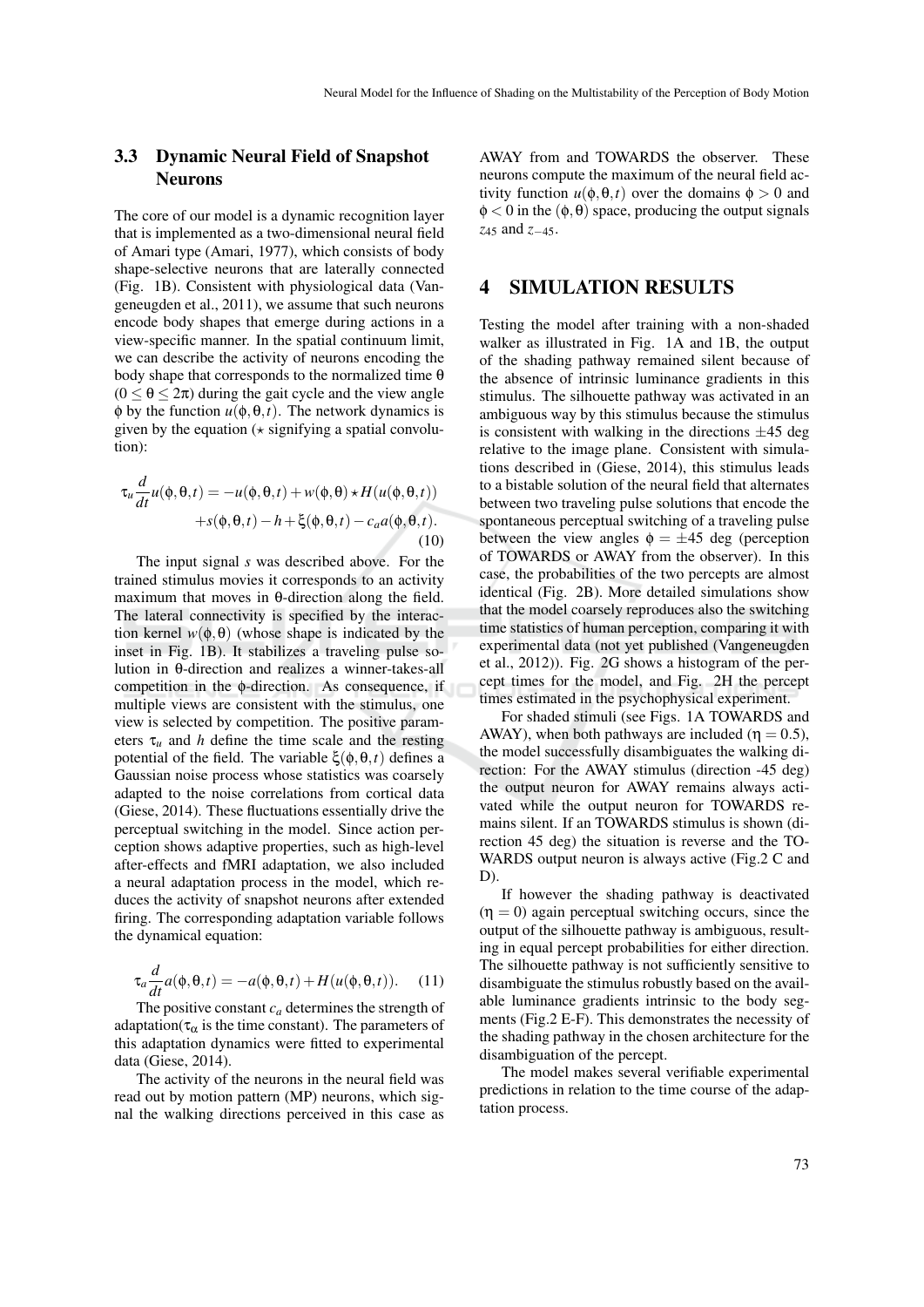### 3.3 Dynamic Neural Field of Snapshot Neurons

The core of our model is a dynamic recognition layer that is implemented as a two-dimensional neural field of Amari type (Amari, 1977), which consists of body shape-selective neurons that are laterally connected (Fig. 1B). Consistent with physiological data (Vangeneugden et al., 2011), we assume that such neurons encode body shapes that emerge during actions in a view-specific manner. In the spatial continuum limit, we can describe the activity of neurons encoding the body shape that corresponds to the normalized time $\theta$ ($0 \leq \theta \leq 2\pi$) during the gait cycle and the view angle $\phi$ by the function $u(\phi, \theta, t)$. The network dynamics is given by the equation ($\star$ signifying a spatial convolution):

$$\tau_u \frac{d}{dt} u(\phi, \theta, t) = -u(\phi, \theta, t) + w(\phi, \theta) \star H(u(\phi, \theta, t)) + s(\phi, \theta, t) - h + \xi(\phi, \theta, t) - c_a a(\phi, \theta, t). \quad (10)$$

The input signal $s$ was described above. For the trained stimulus movies it corresponds to an activity maximum that moves in $\theta$-direction along the field. The lateral connectivity is specified by the interaction kernel $w(\phi, \theta)$ (whose shape is indicated by the inset in Fig. 1B). It stabilizes a traveling pulse solution in $\theta$-direction and realizes a winner-takes-all competition in the $\phi$-direction. As consequence, if multiple views are consistent with the stimulus, one view is selected by competition. The positive parameters $\tau_u$ and $h$ define the time scale and the resting potential of the field. The variable $\xi(\phi, \theta, t)$ defines a Gaussian noise process whose statistics was coarsely adapted to the noise correlations from cortical data (Giese, 2014). These fluctuations essentially drive the perceptual switching in the model. Since action perception shows adaptive properties, such as high-level after-effects and fMRI adaptation, we also included a neural adaptation process in the model, which reduces the activity of snapshot neurons after extended firing. The corresponding adaptation variable follows the dynamical equation:

$$\tau_a \frac{d}{dt} a(\phi, \theta, t) = -a(\phi, \theta, t) + H(u(\phi, \theta, t)). \quad (11)$$

The positive constant $c_a$ determines the strength of adaptation($\tau_\alpha$ is the time constant). The parameters of this adaptation dynamics were fitted to experimental data (Giese, 2014).

The activity of the neurons in the neural field was read out by motion pattern (MP) neurons, which signal the walking directions perceived in this case as AWAY from and TOWARDS the observer. These neurons compute the maximum of the neural field activity function $u(\phi, \theta, t)$ over the domains $\phi > 0$ and $\phi < 0$ in the $(\phi, \theta)$ space, producing the output signals $z_{45}$ and $z_{-45}$.

## 4 SIMULATION RESULTS

Testing the model after training with a non-shaded walker as illustrated in Fig. 1A and 1B, the output of the shading pathway remained silent because of the absence of intrinsic luminance gradients in this stimulus. The silhouette pathway was activated in an ambiguous way by this stimulus because the stimulus is consistent with walking in the directions $\pm 45$ deg relative to the image plane. Consistent with simulations described in (Giese, 2014), this stimulus leads to a bistable solution of the neural field that alternates between two traveling pulse solutions that encode the spontaneous perceptual switching of a traveling pulse between the view angles $\phi = \pm 45$ deg (perception of TOWARDS or AWAY from the observer). In this case, the probabilities of the two percepts are almost identical (Fig. 2B). More detailed simulations show that the model coarsely reproduces also the switching time statistics of human perception, comparing it with experimental data (not yet published (Vangeneugden et al., 2012)). Fig. 2G shows a histogram of the percept times for the model, and Fig. 2H the percept times estimated in the psychophysical experiment.

For shaded stimuli (see Figs. 1A TOWARDS and AWAY), when both pathways are included ($\eta = 0.5$), the model successfully disambiguates the walking direction: For the AWAY stimulus (direction -45 deg) the output neuron for AWAY remains always activated while the output neuron for TOWARDS remains silent. If an TOWARDS stimulus is shown (direction 45 deg) the situation is reverse and the TOWARDS output neuron is always active (Fig.2 C and D).

If however the shading pathway is deactivated ($\eta = 0$) again perceptual switching occurs, since the output of the silhouette pathway is ambiguous, resulting in equal percept probabilities for either direction. The silhouette pathway is not sufficiently sensitive to disambiguate the stimulus robustly based on the available luminance gradients intrinsic to the body segments (Fig.2 E-F). This demonstrates the necessity of the shading pathway in the chosen architecture for the disambiguation of the percept.

The model makes several verifiable experimental predictions in relation to the time course of the adaptation process.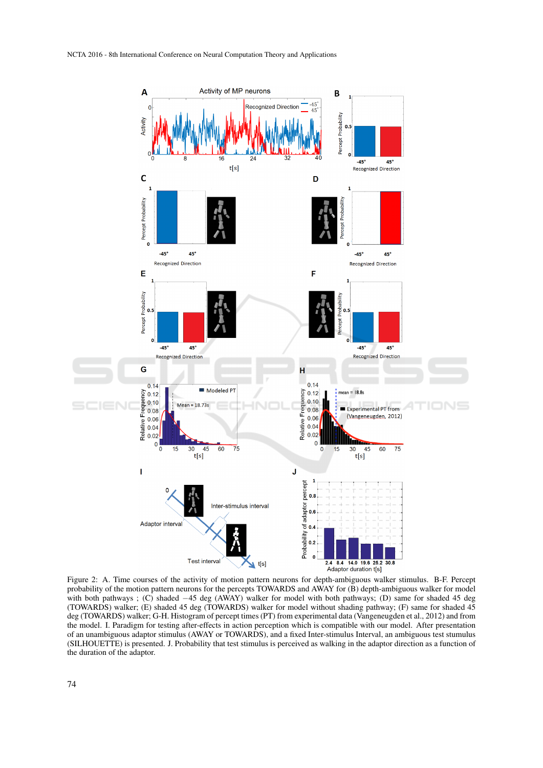Figure 2: A. Time courses of the activity of motion pattern neurons for depth-ambiguous walker stimulus. B-F. Percept probability of the motion pattern neurons for the percepts TOWARDS and AWAY for (B) depth-ambiguous walker for model with both pathways ; (C) shaded −45 deg (AWAY) walker for model with both pathways; (D) same for shaded 45 deg (TOWARDS) walker; (E) shaded 45 deg (TOWARDS) walker for model without shading pathway; (F) same for shaded 45 deg (TOWARDS) walker; G-H. Histogram of percept times (PT) from experimental data (Vangeneugden et al., 2012) and from the model. I. Paradigm for testing after-effects in action perception which is compatible with our model. After presentation of an unambiguous adaptor stimulus (AWAY or TOWARDS), and a fixed Inter-stimulus Interval, an ambiguous test stimulus (SILHOUETTE) is presented. J. Probability that test stimulus is perceived as walking in the adaptor direction as a function of the duration of the adaptor.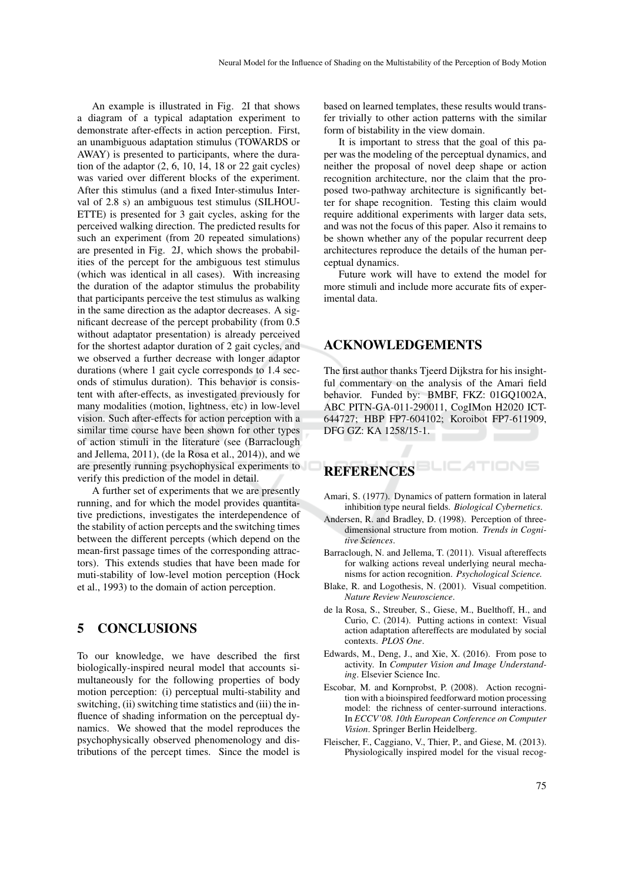An example is illustrated in Fig. 2I that shows a diagram of a typical adaptation experiment to demonstrate after-effects in action perception. First, an unambiguous adaptation stimulus (TOWARDS or AWAY) is presented to participants, where the duration of the adaptor (2, 6, 10, 14, 18 or 22 gait cycles) was varied over different blocks of the experiment. After this stimulus (and a fixed Inter-stimulus Interval of 2.8 s) an ambiguous test stimulus (SILHOUETTE) is presented for 3 gait cycles, asking for the perceived walking direction. The predicted results for such an experiment (from 20 repeated simulations) are presented in Fig. 2J, which shows the probabilities of the percept for the ambiguous test stimulus (which was identical in all cases). With increasing the duration of the adaptor stimulus the probability that participants perceive the test stimulus as walking in the same direction as the adaptor decreases. A significant decrease of the percept probability (from 0.5 without adaptator presentation) is already perceived for the shortest adaptor duration of 2 gait cycles, and we observed a further decrease with longer adaptor durations (where 1 gait cycle corresponds to 1.4 seconds of stimulus duration). This behavior is consistent with after-effects, as investigated previously for many modalities (motion, lightness, etc) in low-level vision. Such after-effects for action perception with a similar time course have been shown for other types of action stimuli in the literature (see (Barraclough and Jellema, 2011), (de la Rosa et al., 2014)), and we are presently running psychophysical experiments to verify this prediction of the model in detail.

A further set of experiments that we are presently running, and for which the model provides quantitative predictions, investigates the interdependence of the stability of action percepts and the switching times between the different percepts (which depend on the mean-first passage times of the corresponding attractors). This extends studies that have been made for muti-stability of low-level motion perception (Hock et al., 1993) to the domain of action perception.

## 5 CONCLUSIONS

To our knowledge, we have described the first biologically-inspired neural model that accounts simultaneously for the following properties of body motion perception: (i) perceptual multi-stability and switching, (ii) switching time statistics and (iii) the influence of shading information on the perceptual dynamics. We showed that the model reproduces the psychophysically observed phenomenology and distributions of the percept times. Since the model is based on learned templates, these results would transfer trivially to other action patterns with the similar form of bistability in the view domain.

It is important to stress that the goal of this paper was the modeling of the perceptual dynamics, and neither the proposal of novel deep shape or action recognition architecture, nor the claim that the proposed two-pathway architecture is significantly better for shape recognition. Testing this claim would require additional experiments with larger data sets, and was not the focus of this paper. Also it remains to be shown whether any of the popular recurrent deep architectures reproduce the details of the human perceptual dynamics.

Future work will have to extend the model for more stimuli and include more accurate fits of experimental data.

## ACKNOWLEDGEMENTS

The first author thanks Tjeerd Dijkstra for his insightful commentary on the analysis of the Amari field behavior. Funded by: BMBF, FKZ: 01GQ1002A, ABC PITN-GA-011-290011, CogIMon H2020 ICT-644727; HBP FP7-604102; Koroibot FP7-611909, DFG GZ: KA 1258/15-1.

## REFERENCES

Amari, S. (1977). Dynamics of pattern formation in lateral inhibition type neural fields. *Biological Cybernetics*.

Andersen, R. and Bradley, D. (1998). Perception of three-dimensional structure from motion. *Trends in Cognitive Sciences*.

Barraclough, N. and Jellema, T. (2011). Visual aftereffects for walking actions reveal underlying neural mechanisms for action recognition. *Psychological Science.*

Blake, R. and Logothesis, N. (2001). Visual competition. *Nature Review Neuroscience*.

de la Rosa, S., Streuber, S., Giese, M., Buelthoff, H., and Curio, C. (2014). Putting actions in context: Visual action adaptation aftereffects are modulated by social contexts. *PLOS One*.

Edwards, M., Deng, J., and Xie, X. (2016). From pose to activity. In *Computer Vision and Image Understanding*. Elsevier Science Inc.

Escobar, M. and Kornprobst, P. (2008). Action recognition with a bioinspired feedforward motion processing model: the richness of center-surround interactions. In *ECCV'08. 10th European Conference on Computer Vision*. Springer Berlin Heidelberg.

Fleischer, F., Caggiano, V., Thier, P., and Giese, M. (2013). Physiologically inspired model for the visual recog-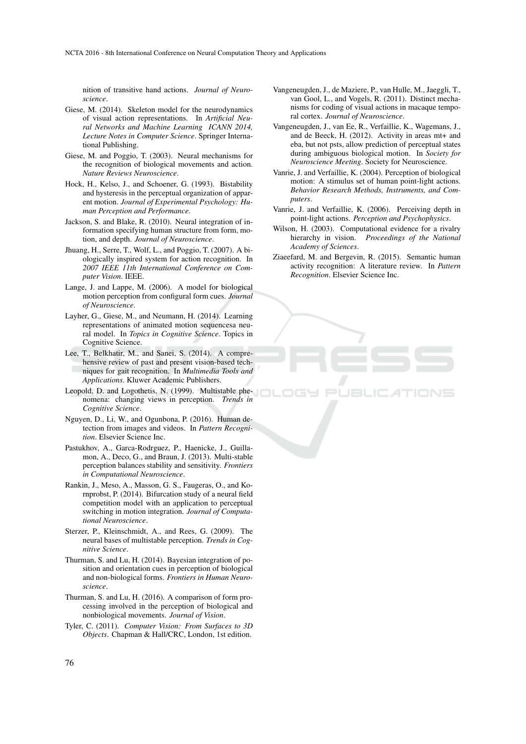nition of transitive hand actions. *Journal of Neuroscience*.

Giese, M. (2014). Skeleton model for the neurodynamics of visual action representations. In *Artificial Neural Networks and Machine Learning ICANN 2014, Lecture Notes in Computer Science*. Springer International Publishing.

Giese, M. and Poggio, T. (2003). Neural mechanisms for the recognition of biological movements and action. *Nature Reviews Neuroscience*.

Hock, H., Kelso, J., and Schoener, G. (1993). Bistability and hysteresis in the perceptual organization of apparent motion. *Journal of Experimental Psychology: Human Perception and Performance*.

Jackson, S. and Blake, R. (2010). Neural integration of information specifying human structure from form, motion, and depth. *Journal of Neuroscience*.

Jhuang, H., Serre, T., Wolf, L., and Poggio, T. (2007). A biologically inspired system for action recognition. In *2007 IEEE 11th International Conference on Computer Vision*. IEEE.

Lange, J. and Lappe, M. (2006). A model for biological motion perception from configural form cues. *Journal of Neuroscience*.

Layher, G., Giese, M., and Neumann, H. (2014). Learning representations of animated motion sequencesa neural model. In *Topics in Cognitive Science*. Topics in Cognitive Science.

Lee, T., Belkhatir, M., and Sanei, S. (2014). A comprehensive review of past and present vision-based techniques for gait recognition. In *Multimedia Tools and Applications*. Kluwer Academic Publishers.

Leopold, D. and Logothetis, N. (1999). Multistable phenomena: changing views in perception. *Trends in Cognitive Science*.

Nguyen, D., Li, W., and Ogunbona, P. (2016). Human detection from images and videos. In *Pattern Recognition*. Elsevier Science Inc.

Pastukhov, A., Garca-Rodrguez, P., Haenicke, J., Guillamon, A., Deco, G., and Braun, J. (2013). Multi-stable perception balances stability and sensitivity. *Frontiers in Computational Neuroscience*.

Rankin, J., Meso, A., Masson, G. S., Faugeras, O., and Kornprobst, P. (2014). Bifurcation study of a neural field competition model with an application to perceptual switching in motion integration. *Journal of Computational Neuroscience*.

Sterzer, P., Kleinschmidt, A., and Rees, G. (2009). The neural bases of multistable perception. *Trends in Cognitive Science*.

Thurman, S. and Lu, H. (2014). Bayesian integration of position and orientation cues in perception of biological and non-biological forms. *Frontiers in Human Neuroscience*.

Thurman, S. and Lu, H. (2016). A comparison of form processing involved in the perception of biological and nonbiological movements. *Journal of Vision*.

Tyler, C. (2011). *Computer Vision: From Surfaces to 3D Objects*. Chapman & Hall/CRC, London, 1st edition.

Vangeneugden, J., de Maziere, P., van Hulle, M., Jaeggli, T., van Gool, L., and Vogels, R. (2011). Distinct mechanisms for coding of visual actions in macaque temporal cortex. *Journal of Neuroscience*.

Vangeneugden, J., van Ee, R., Verfaillie, K., Wagemans, J., and de Beeck, H. (2012). Activity in areas mt+ and eba, but not psts, allow prediction of perceptual states during ambiguous biological motion. In *Society for Neuroscience Meeting*. Society for Neuroscience.

Vanrie, J. and Verfaillie, K. (2004). Perception of biological motion: A stimulus set of human point-light actions. *Behavior Research Methods, Instruments, and Computers*.

Vanrie, J. and Verfaillie, K. (2006). Perceiving depth in point-light actions. *Perception and Psychophysics*.

Wilson, H. (2003). Computational evidence for a rivalry hierarchy in vision. *Proceedings of the National Academy of Sciences*.

Ziaeefard, M. and Bergevin, R. (2015). Semantic human activity recognition: A literature review. In *Pattern Recognition*. Elsevier Science Inc.